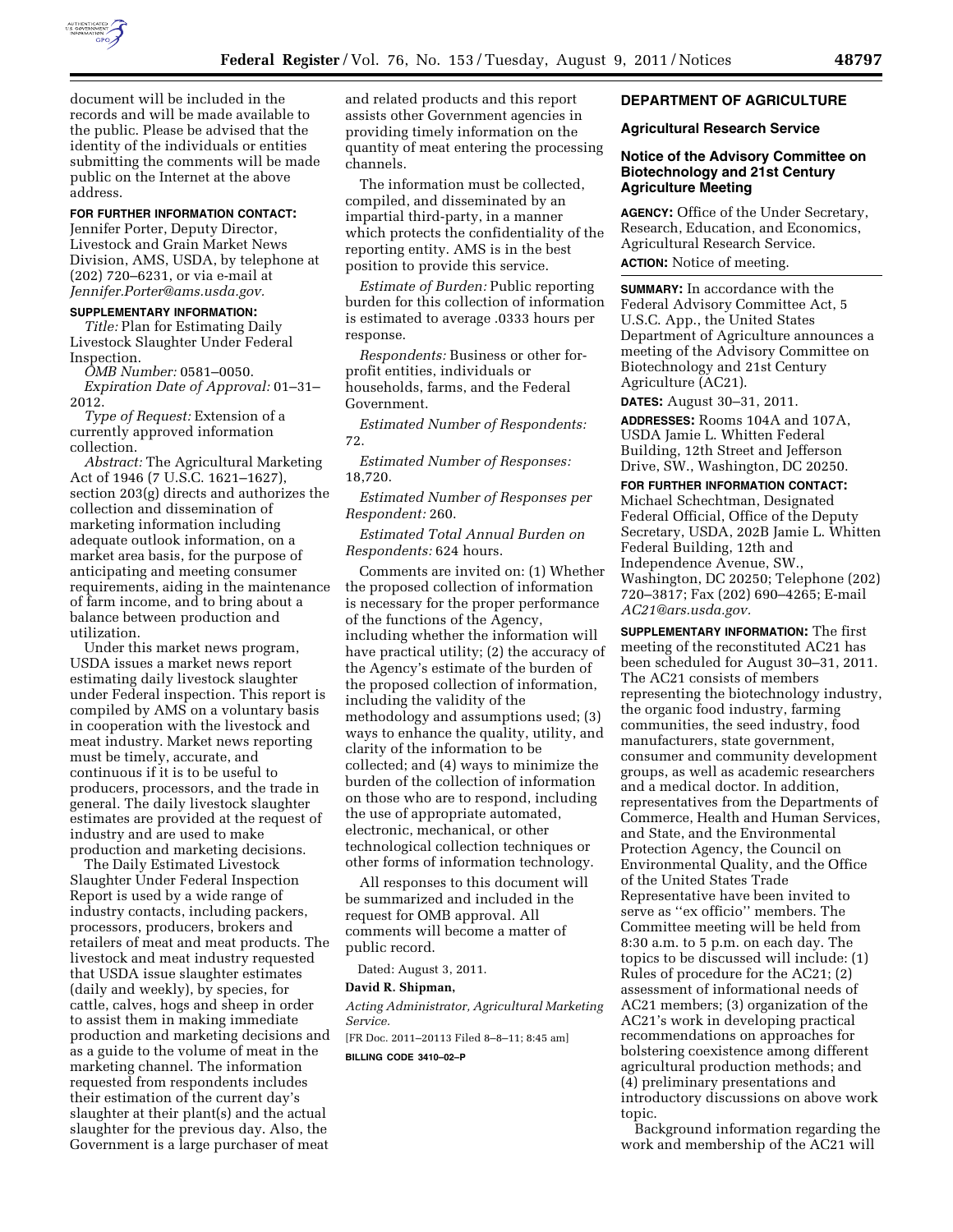document will be included in the records and will be made available to the public. Please be advised that the identity of the individuals or entities submitting the comments will be made public on the Internet at the above address.

**FOR FURTHER INFORMATION CONTACT:** Jennifer Porter, Deputy Director, Livestock and Grain Market News Division, AMS, USDA, by telephone at (202) 720–6231, or via e-mail at *Jennifer.Porter@ams.usda.gov.*

**SUPPLEMENTARY INFORMATION:**

*Title:* Plan for Estimating Daily Livestock Slaughter Under Federal Inspection.

*OMB Number:* 0581–0050.

*Expiration Date of Approval:* 01–31–2012.

*Type of Request:* Extension of a currently approved information collection.

*Abstract:* The Agricultural Marketing Act of 1946 (7 U.S.C. 1621–1627), section 203(g) directs and authorizes the collection and dissemination of marketing information including adequate outlook information, on a market area basis, for the purpose of anticipating and meeting consumer requirements, aiding in the maintenance of farm income, and to bring about a balance between production and utilization.

Under this market news program, USDA issues a market news report estimating daily livestock slaughter under Federal inspection. This report is compiled by AMS on a voluntary basis in cooperation with the livestock and meat industry. Market news reporting must be timely, accurate, and continuous if it is to be useful to producers, processors, and the trade in general. The daily livestock slaughter estimates are provided at the request of industry and are used to make production and marketing decisions.

The Daily Estimated Livestock Slaughter Under Federal Inspection Report is used by a wide range of industry contacts, including packers, processors, producers, brokers and retailers of meat and meat products. The livestock and meat industry requested that USDA issue slaughter estimates (daily and weekly), by species, for cattle, calves, hogs and sheep in order to assist them in making immediate production and marketing decisions and as a guide to the volume of meat in the marketing channel. The information requested from respondents includes their estimation of the current day's slaughter at their plant(s) and the actual slaughter for the previous day. Also, the Government is a large purchaser of meat and related products and this report assists other Government agencies in providing timely information on the quantity of meat entering the processing channels.

The information must be collected, compiled, and disseminated by an impartial third-party, in a manner which protects the confidentiality of the reporting entity. AMS is in the best position to provide this service.

*Estimate of Burden:* Public reporting burden for this collection of information is estimated to average .0333 hours per response.

*Respondents:* Business or other for-profit entities, individuals or households, farms, and the Federal Government.

*Estimated Number of Respondents:* 72.

*Estimated Number of Responses:* 18,720.

*Estimated Number of Responses per Respondent:* 260.

*Estimated Total Annual Burden on Respondents:* 624 hours.

Comments are invited on: (1) Whether the proposed collection of information is necessary for the proper performance of the functions of the Agency, including whether the information will have practical utility; (2) the accuracy of the Agency's estimate of the burden of the proposed collection of information, including the validity of the methodology and assumptions used; (3) ways to enhance the quality, utility, and clarity of the information to be collected; and (4) ways to minimize the burden of the collection of information on those who are to respond, including the use of appropriate automated, electronic, mechanical, or other technological collection techniques or other forms of information technology.

All responses to this document will be summarized and included in the request for OMB approval. All comments will become a matter of public record.

Dated: August 3, 2011.

**David R. Shipman,**

*Acting Administrator, Agricultural Marketing Service.*

[FR Doc. 2011–20113 Filed 8–8–11; 8:45 am]

**BILLING CODE 3410–02–P**

## DEPARTMENT OF AGRICULTURE

### Agricultural Research Service

### Notice of the Advisory Committee on Biotechnology and 21st Century Agriculture Meeting

**AGENCY:** Office of the Under Secretary, Research, Education, and Economics, Agricultural Research Service.

**ACTION:** Notice of meeting.

**SUMMARY:** In accordance with the Federal Advisory Committee Act, 5 U.S.C. App., the United States Department of Agriculture announces a meeting of the Advisory Committee on Biotechnology and 21st Century Agriculture (AC21).

**DATES:** August 30–31, 2011.

**ADDRESSES:** Rooms 104A and 107A, USDA Jamie L. Whitten Federal Building, 12th Street and Jefferson Drive, SW., Washington, DC 20250.

**FOR FURTHER INFORMATION CONTACT:** Michael Schechtman, Designated Federal Official, Office of the Deputy Secretary, USDA, 202B Jamie L. Whitten Federal Building, 12th and Independence Avenue, SW., Washington, DC 20250; Telephone (202) 720–3817; Fax (202) 690–4265; E-mail *AC21@ars.usda.gov.*

**SUPPLEMENTARY INFORMATION:** The first meeting of the reconstituted AC21 has been scheduled for August 30–31, 2011. The AC21 consists of members representing the biotechnology industry, the organic food industry, farming communities, the seed industry, food manufacturers, state government, consumer and community development groups, as well as academic researchers and a medical doctor. In addition, representatives from the Departments of Commerce, Health and Human Services, and State, and the Environmental Protection Agency, the Council on Environmental Quality, and the Office of the United States Trade Representative have been invited to serve as ''ex officio'' members. The Committee meeting will be held from 8:30 a.m. to 5 p.m. on each day. The topics to be discussed will include: (1) Rules of procedure for the AC21; (2) assessment of informational needs of AC21 members; (3) organization of the AC21's work in developing practical recommendations on approaches for bolstering coexistence among different agricultural production methods; and (4) preliminary presentations and introductory discussions on above work topic.

Background information regarding the work and membership of the AC21 will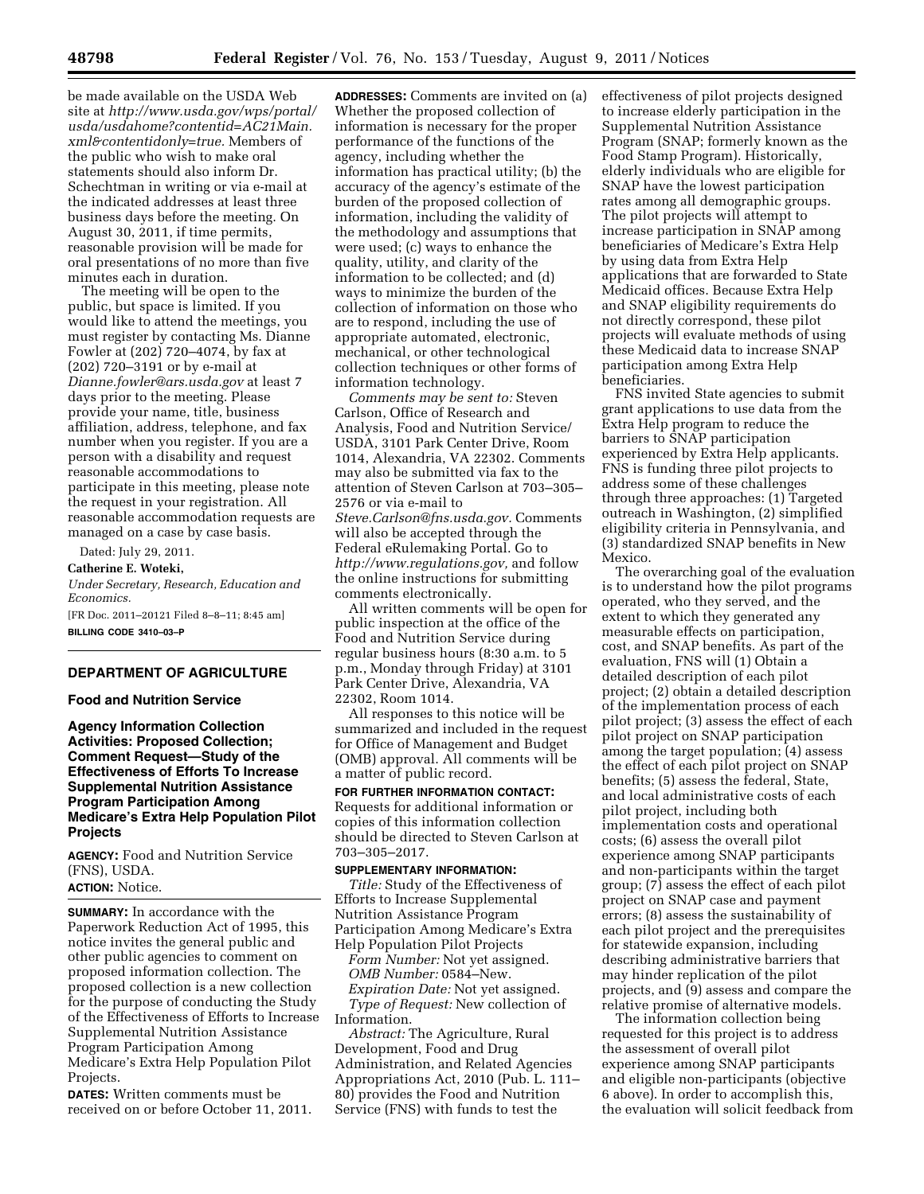be made available on the USDA Web site at *http://www.usda.gov/wps/portal/usda/usdahome?contentid=AC21Main.xml&contentidonly=true.* Members of the public who wish to make oral statements should also inform Dr. Schechtman in writing or via e-mail at the indicated addresses at least three business days before the meeting. On August 30, 2011, if time permits, reasonable provision will be made for oral presentations of no more than five minutes each in duration.

The meeting will be open to the public, but space is limited. If you would like to attend the meetings, you must register by contacting Ms. Dianne Fowler at (202) 720–4074, by fax at (202) 720–3191 or by e-mail at *Dianne.fowler@ars.usda.gov* at least 7 days prior to the meeting. Please provide your name, title, business affiliation, address, telephone, and fax number when you register. If you are a person with a disability and request reasonable accommodations to participate in this meeting, please note the request in your registration. All reasonable accommodation requests are managed on a case by case basis.

Dated: July 29, 2011.

**Catherine E. Woteki,**

*Under Secretary, Research, Education and Economics.*

[FR Doc. 2011–20121 Filed 8–8–11; 8:45 am]

**BILLING CODE 3410–03–P**

## DEPARTMENT OF AGRICULTURE

### Food and Nutrition Service

### Agency Information Collection Activities: Proposed Collection; Comment Request—Study of the Effectiveness of Efforts To Increase Supplemental Nutrition Assistance Program Participation Among Medicare's Extra Help Population Pilot Projects

**AGENCY:** Food and Nutrition Service (FNS), USDA.

**ACTION:** Notice.

**SUMMARY:** In accordance with the Paperwork Reduction Act of 1995, this notice invites the general public and other public agencies to comment on proposed information collection. The proposed collection is a new collection for the purpose of conducting the Study of the Effectiveness of Efforts to Increase Supplemental Nutrition Assistance Program Participation Among Medicare's Extra Help Population Pilot Projects.

**DATES:** Written comments must be received on or before October 11, 2011.

**ADDRESSES:** Comments are invited on (a) Whether the proposed collection of information is necessary for the proper performance of the functions of the agency, including whether the information has practical utility; (b) the accuracy of the agency's estimate of the burden of the proposed collection of information, including the validity of the methodology and assumptions that were used; (c) ways to enhance the quality, utility, and clarity of the information to be collected; and (d) ways to minimize the burden of the collection of information on those who are to respond, including the use of appropriate automated, electronic, mechanical, or other technological collection techniques or other forms of information technology.

*Comments may be sent to:* Steven Carlson, Office of Research and Analysis, Food and Nutrition Service/USDA, 3101 Park Center Drive, Room 1014, Alexandria, VA 22302. Comments may also be submitted via fax to the attention of Steven Carlson at 703–305–2576 or via e-mail to *Steve.Carlson@fns.usda.gov.* Comments will also be accepted through the Federal eRulemaking Portal. Go to *http://www.regulations.gov,* and follow the online instructions for submitting comments electronically.

All written comments will be open for public inspection at the office of the Food and Nutrition Service during regular business hours (8:30 a.m. to 5 p.m., Monday through Friday) at 3101 Park Center Drive, Alexandria, VA 22302, Room 1014.

All responses to this notice will be summarized and included in the request for Office of Management and Budget (OMB) approval. All comments will be a matter of public record.

**FOR FURTHER INFORMATION CONTACT:** Requests for additional information or copies of this information collection should be directed to Steven Carlson at 703–305–2017.

**SUPPLEMENTARY INFORMATION:**

*Title:* Study of the Effectiveness of Efforts to Increase Supplemental Nutrition Assistance Program Participation Among Medicare's Extra Help Population Pilot Projects

*Form Number:* Not yet assigned.

*OMB Number:* 0584–New.

*Expiration Date:* Not yet assigned.

*Type of Request:* New collection of Information.

*Abstract:* The Agriculture, Rural Development, Food and Drug Administration, and Related Agencies Appropriations Act, 2010 (Pub. L. 111–80) provides the Food and Nutrition Service (FNS) with funds to test the effectiveness of pilot projects designed to increase elderly participation in the Supplemental Nutrition Assistance Program (SNAP; formerly known as the Food Stamp Program). Historically, elderly individuals who are eligible for SNAP have the lowest participation rates among all demographic groups. The pilot projects will attempt to increase participation in SNAP among beneficiaries of Medicare's Extra Help by using data from Extra Help applications that are forwarded to State Medicaid offices. Because Extra Help and SNAP eligibility requirements do not directly correspond, these pilot projects will evaluate methods of using these Medicaid data to increase SNAP participation among Extra Help beneficiaries.

FNS invited State agencies to submit grant applications to use data from the Extra Help program to reduce the barriers to SNAP participation experienced by Extra Help applicants. FNS is funding three pilot projects to address some of these challenges through three approaches: (1) Targeted outreach in Washington, (2) simplified eligibility criteria in Pennsylvania, and (3) standardized SNAP benefits in New Mexico.

The overarching goal of the evaluation is to understand how the pilot programs operated, who they served, and the extent to which they generated any measurable effects on participation, cost, and SNAP benefits. As part of the evaluation, FNS will (1) Obtain a detailed description of each pilot project; (2) obtain a detailed description of the implementation process of each pilot project; (3) assess the effect of each pilot project on SNAP participation among the target population; (4) assess the effect of each pilot project on SNAP benefits; (5) assess the federal, State, and local administrative costs of each pilot project, including both implementation costs and operational costs; (6) assess the overall pilot experience among SNAP participants and non-participants within the target group; (7) assess the effect of each pilot project on SNAP case and payment errors; (8) assess the sustainability of each pilot project and the prerequisites for statewide expansion, including describing administrative barriers that may hinder replication of the pilot projects, and (9) assess and compare the relative promise of alternative models.

The information collection being requested for this project is to address the assessment of overall pilot experience among SNAP participants and eligible non-participants (objective 6 above). In order to accomplish this, the evaluation will solicit feedback from